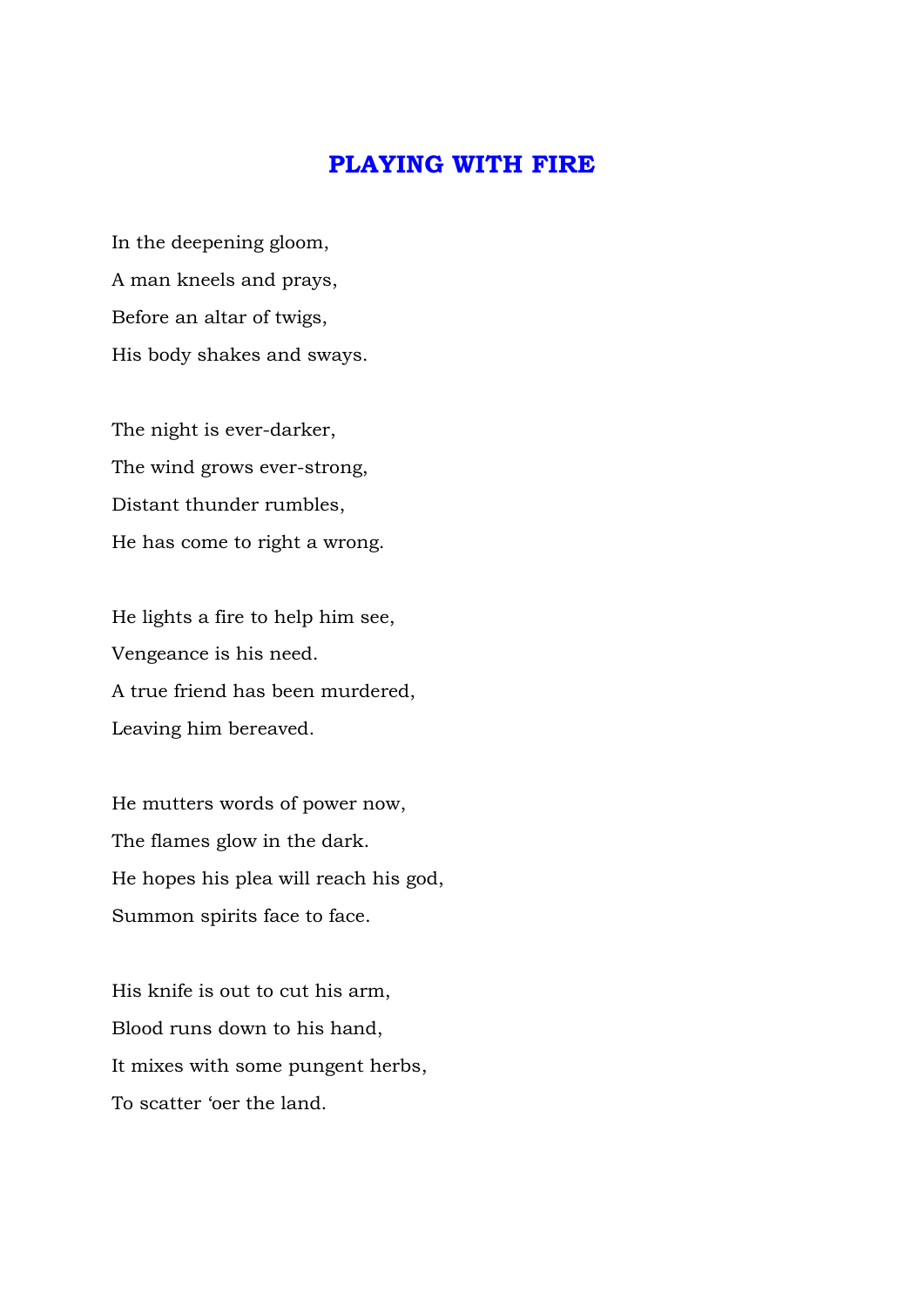# PLAYING WITH FIRE

In the deepening gloom,  
A man kneels and prays,  
Before an altar of twigs,  
His body shakes and sways.

The night is ever-darker,  
The wind grows ever-strong,  
Distant thunder rumbles,  
He has come to right a wrong.

He lights a fire to help him see,  
Vengeance is his need.  
A true friend has been murdered,  
Leaving him bereaved.

He mutters words of power now,  
The flames glow in the dark.  
He hopes his plea will reach his god,  
Summon spirits face to face.

His knife is out to cut his arm,  
Blood runs down to his hand,  
It mixes with some pungent herbs,  
To scatter 'oer the land.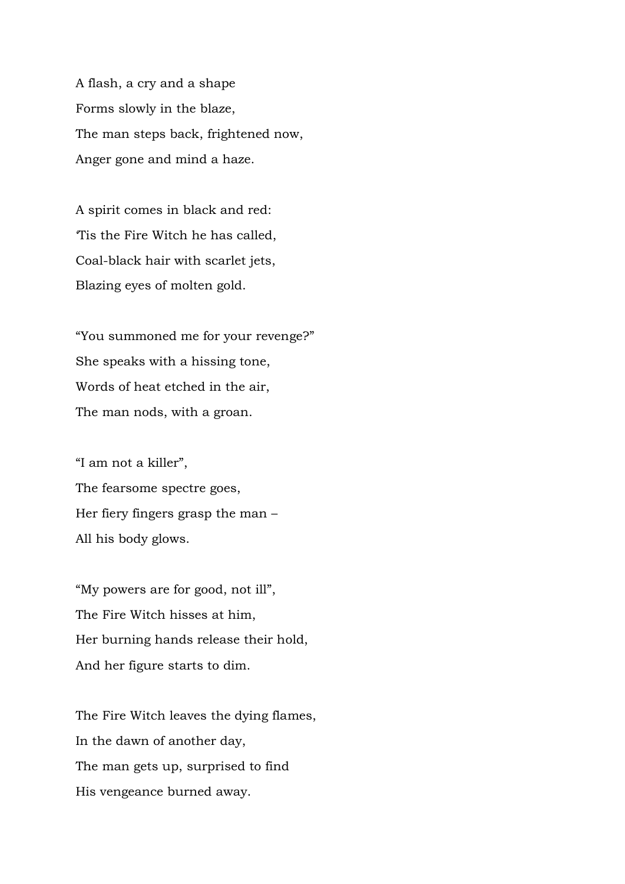A flash, a cry and a shape
Forms slowly in the blaze,
The man steps back, frightened now,
Anger gone and mind a haze.

A spirit comes in black and red:
'Tis the Fire Witch he has called,
Coal-black hair with scarlet jets,
Blazing eyes of molten gold.

"You summoned me for your revenge?"
She speaks with a hissing tone,
Words of heat etched in the air,
The man nods, with a groan.

"I am not a killer",
The fearsome spectre goes,
Her fiery fingers grasp the man –
All his body glows.

"My powers are for good, not ill",
The Fire Witch hisses at him,
Her burning hands release their hold,
And her figure starts to dim.

The Fire Witch leaves the dying flames,
In the dawn of another day,
The man gets up, surprised to find
His vengeance burned away.